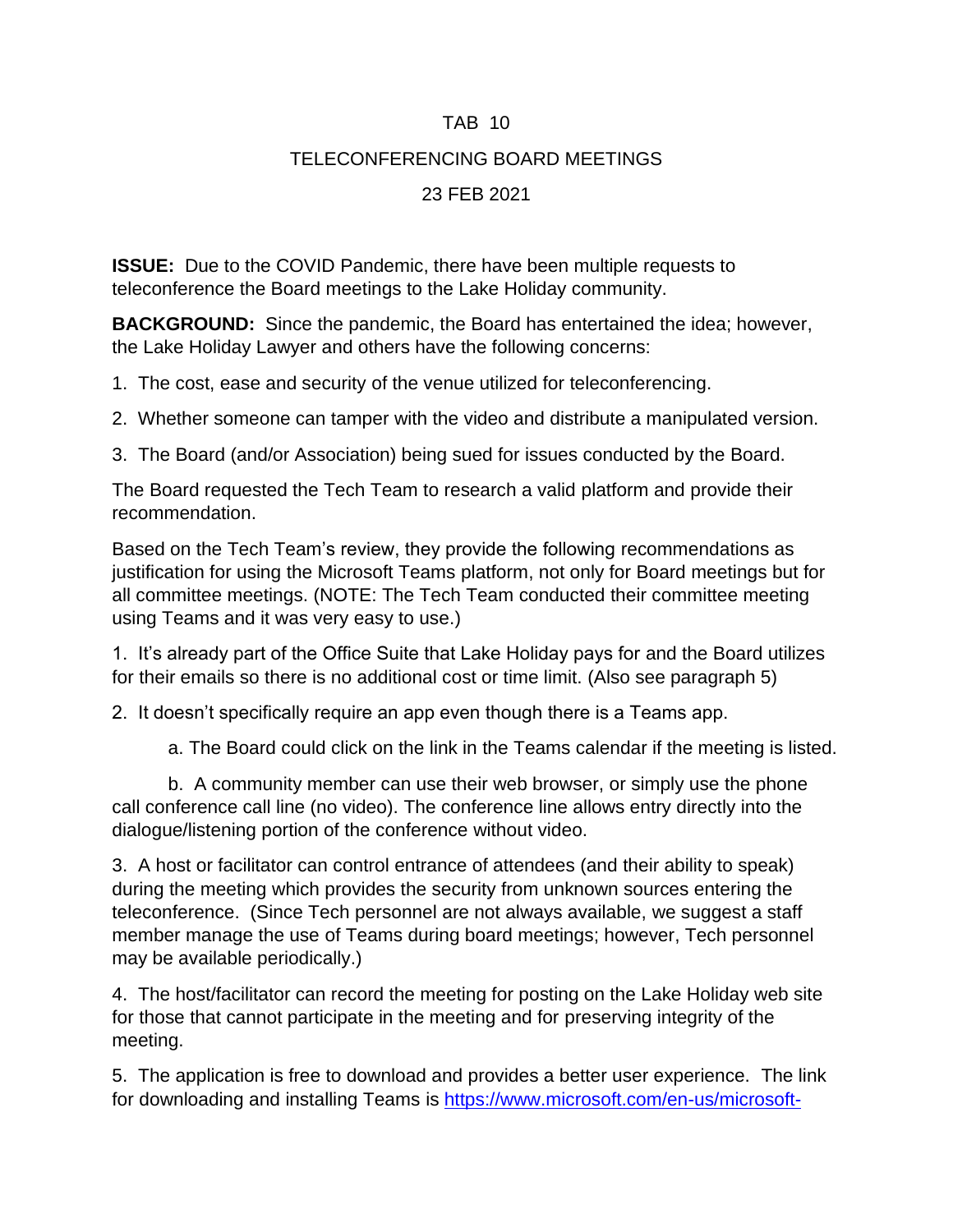# TAB 10

## TELECONFERENCING BOARD MEETINGS

### 23 FEB 2021

**ISSUE:** Due to the COVID Pandemic, there have been multiple requests to teleconference the Board meetings to the Lake Holiday community.

**BACKGROUND:** Since the pandemic, the Board has entertained the idea; however, the Lake Holiday Lawyer and others have the following concerns:

1. The cost, ease and security of the venue utilized for teleconferencing.
2. Whether someone can tamper with the video and distribute a manipulated version.
3. The Board (and/or Association) being sued for issues conducted by the Board.

The Board requested the Tech Team to research a valid platform and provide their recommendation.

Based on the Tech Team's review, they provide the following recommendations as justification for using the Microsoft Teams platform, not only for Board meetings but for all committee meetings. (NOTE: The Tech Team conducted their committee meeting using Teams and it was very easy to use.)

1. It's already part of the Office Suite that Lake Holiday pays for and the Board utilizes for their emails so there is no additional cost or time limit. (Also see paragraph 5)

2. It doesn't specifically require an app even though there is a Teams app.

   a. The Board could click on the link in the Teams calendar if the meeting is listed.

   b. A community member can use their web browser, or simply use the phone call conference call line (no video). The conference line allows entry directly into the dialogue/listening portion of the conference without video.

3. A host or facilitator can control entrance of attendees (and their ability to speak) during the meeting which provides the security from unknown sources entering the teleconference. (Since Tech personnel are not always available, we suggest a staff member manage the use of Teams during board meetings; however, Tech personnel may be available periodically.)

4. The host/facilitator can record the meeting for posting on the Lake Holiday web site for those that cannot participate in the meeting and for preserving integrity of the meeting.

5. The application is free to download and provides a better user experience. The link for downloading and installing Teams is https://www.microsoft.com/en-us/microsoft-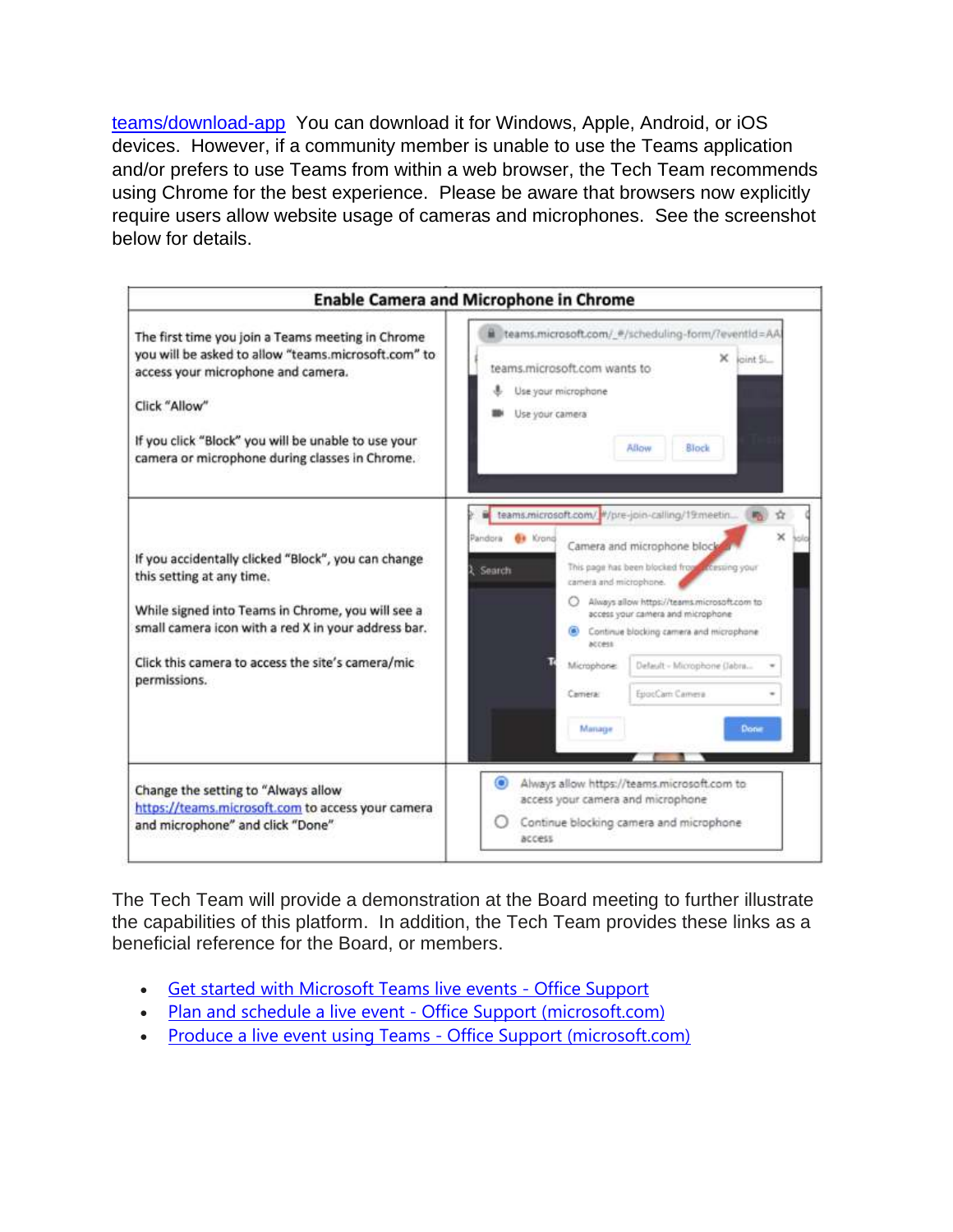teams/download-app You can download it for Windows, Apple, Android, or iOS devices. However, if a community member is unable to use the Teams application and/or prefers to use Teams from within a web browser, the Tech Team recommends using Chrome for the best experience. Please be aware that browsers now explicitly require users allow website usage of cameras and microphones. See the screenshot below for details.

| Enable Camera and Microphone in Chrome | |
|---|---|
| The first time you join a Teams meeting in Chrome you will be asked to allow "teams.microsoft.com" to access your microphone and camera.<br><br>Click "Allow"<br><br>If you click "Block" you will be unable to use your camera or microphone during classes in Chrome. | teams.microsoft.com wants to<br>Use your microphone<br>Use your camera<br>Allow Block |
| If you accidentally clicked "Block", you can change this setting at any time.<br><br>While signed into Teams in Chrome, you will see a small camera icon with a red X in your address bar.<br><br>Click this camera to access the site's camera/mic permissions. | Camera and microphone blocked<br>This page has been blocked from accessing your camera and microphone.<br>Always allow https://teams.microsoft.com to access your camera and microphone<br>Continue blocking camera and microphone access<br>Microphone: Default - Microphone (Jabra...<br>Camera: EpocCam Camera<br>Manage Done |
| Change the setting to "Always allow https://teams.microsoft.com to access your camera and microphone" and click "Done" | Always allow https://teams.microsoft.com to access your camera and microphone<br>Continue blocking camera and microphone access |

The Tech Team will provide a demonstration at the Board meeting to further illustrate the capabilities of this platform. In addition, the Tech Team provides these links as a beneficial reference for the Board, or members.

- Get started with Microsoft Teams live events - Office Support
- Plan and schedule a live event - Office Support (microsoft.com)
- Produce a live event using Teams - Office Support (microsoft.com)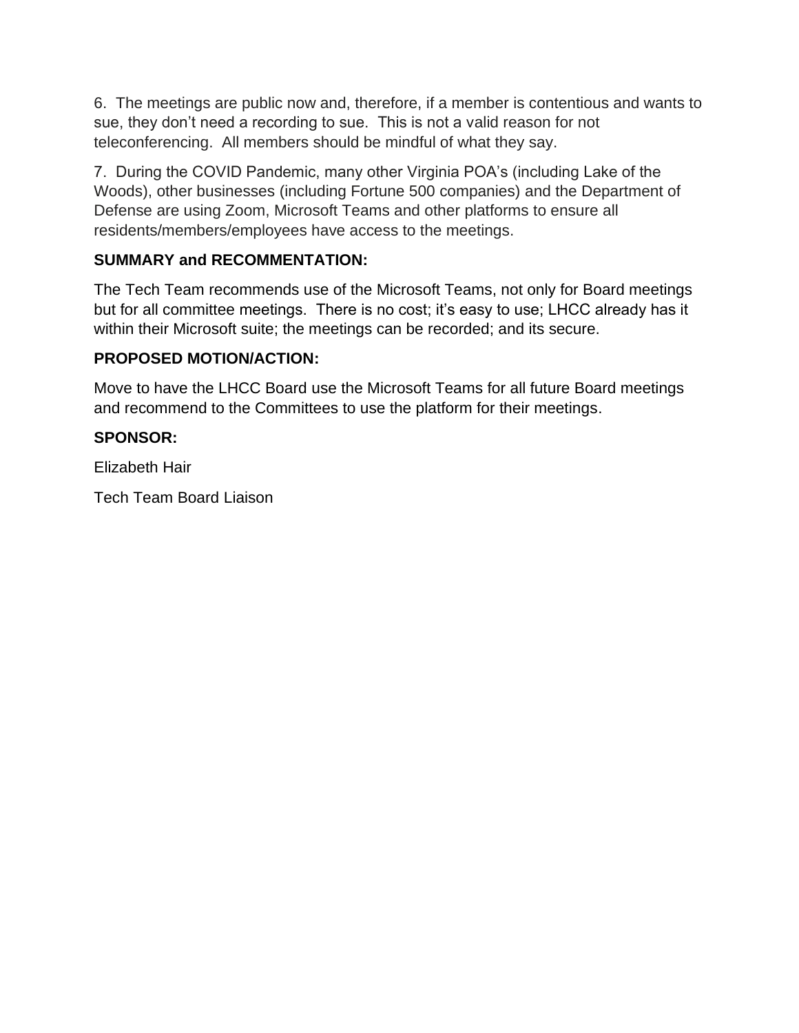6. The meetings are public now and, therefore, if a member is contentious and wants to sue, they don't need a recording to sue. This is not a valid reason for not teleconferencing. All members should be mindful of what they say.

7. During the COVID Pandemic, many other Virginia POA's (including Lake of the Woods), other businesses (including Fortune 500 companies) and the Department of Defense are using Zoom, Microsoft Teams and other platforms to ensure all residents/members/employees have access to the meetings.

**SUMMARY and RECOMMENTATION:**

The Tech Team recommends use of the Microsoft Teams, not only for Board meetings but for all committee meetings. There is no cost; it's easy to use; LHCC already has it within their Microsoft suite; the meetings can be recorded; and its secure.

**PROPOSED MOTION/ACTION:**

Move to have the LHCC Board use the Microsoft Teams for all future Board meetings and recommend to the Committees to use the platform for their meetings.

**SPONSOR:**

Elizabeth Hair

Tech Team Board Liaison